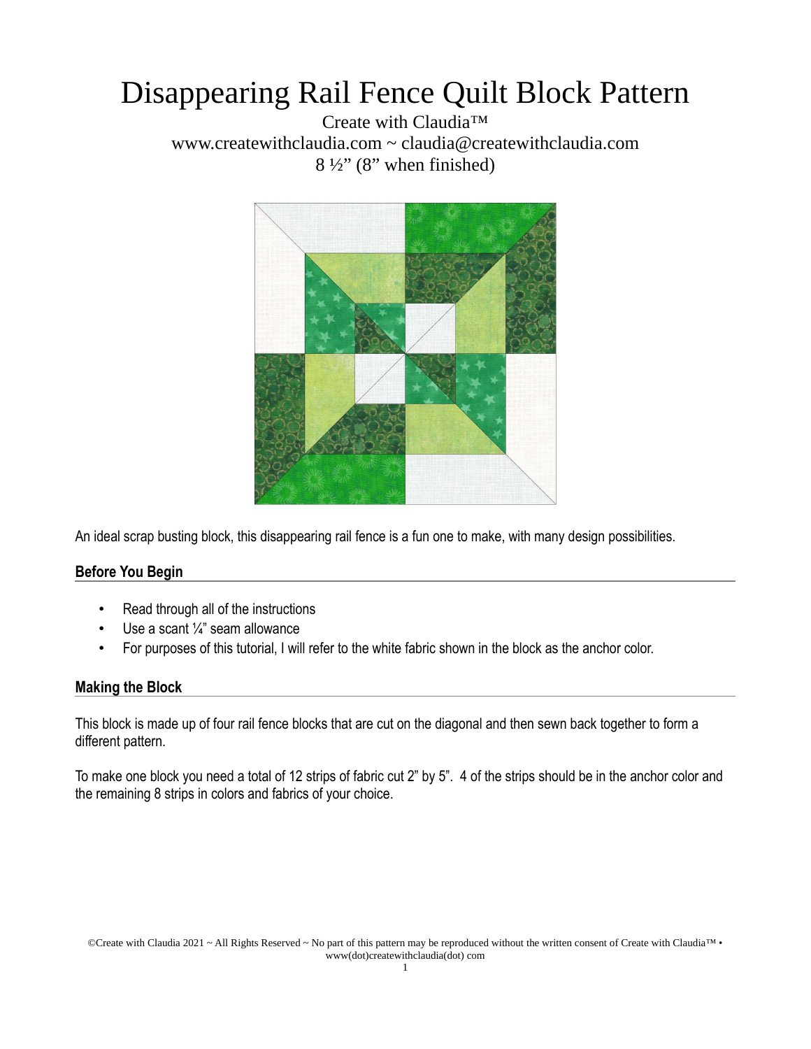# Disappearing Rail Fence Quilt Block Pattern

Create with Claudia™
www.createwithclaudia.com ~ claudia@createwithclaudia.com
8 ½" (8" when finished)

An ideal scrap busting block, this disappearing rail fence is a fun one to make, with many design possibilities.

## Before You Begin

- Read through all of the instructions
- Use a scant ¼" seam allowance
- For purposes of this tutorial, I will refer to the white fabric shown in the block as the anchor color.

## Making the Block

This block is made up of four rail fence blocks that are cut on the diagonal and then sewn back together to form a different pattern.

To make one block you need a total of 12 strips of fabric cut 2" by 5". 4 of the strips should be in the anchor color and the remaining 8 strips in colors and fabrics of your choice.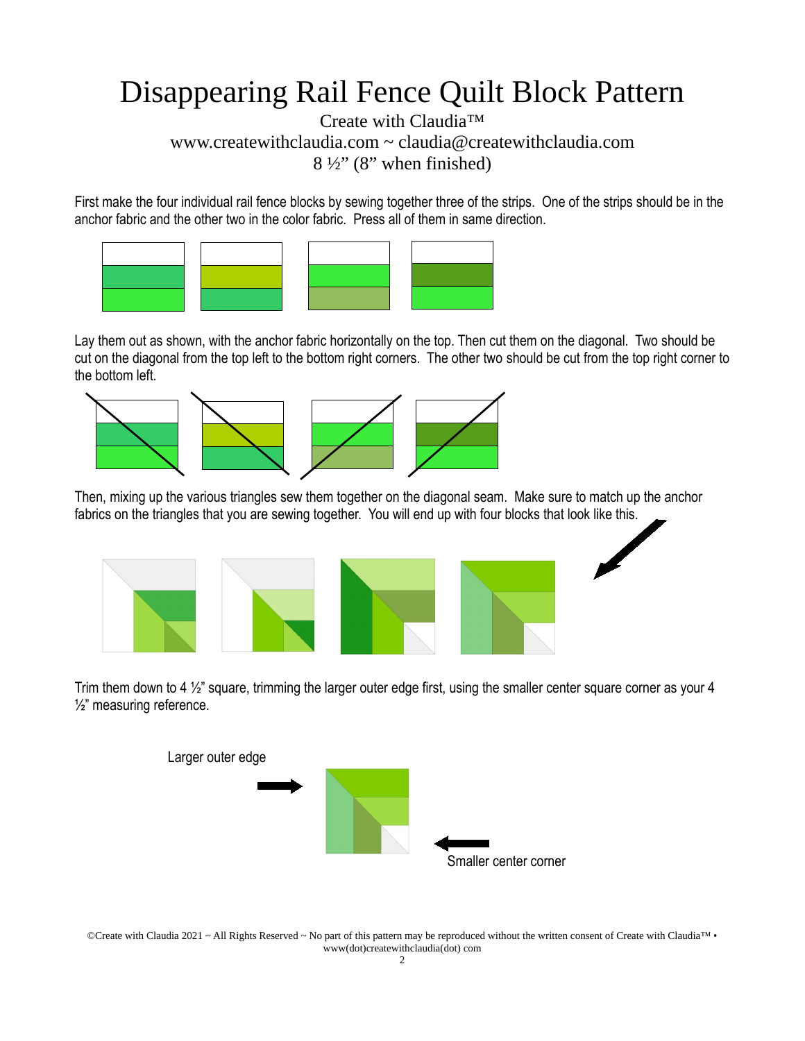# Disappearing Rail Fence Quilt Block Pattern

Create with Claudia™

www.createwithclaudia.com ~ claudia@createwithclaudia.com

8 ½" (8" when finished)

First make the four individual rail fence blocks by sewing together three of the strips. One of the strips should be in the anchor fabric and the other two in the color fabric. Press all of them in same direction.

Lay them out as shown, with the anchor fabric horizontally on the top. Then cut them on the diagonal. Two should be cut on the diagonal from the top left to the bottom right corners. The other two should be cut from the top right corner to the bottom left.

Then, mixing up the various triangles sew them together on the diagonal seam. Make sure to match up the anchor fabrics on the triangles that you are sewing together. You will end up with four blocks that look like this.

Trim them down to 4 ½" square, trimming the larger outer edge first, using the smaller center square corner as your 4 ½" measuring reference.

Larger outer edge

Smaller center corner

©Create with Claudia 2021 ~ All Rights Reserved ~ No part of this pattern may be reproduced without the written consent of Create with Claudia™ • www(dot)createwithclaudia(dot) com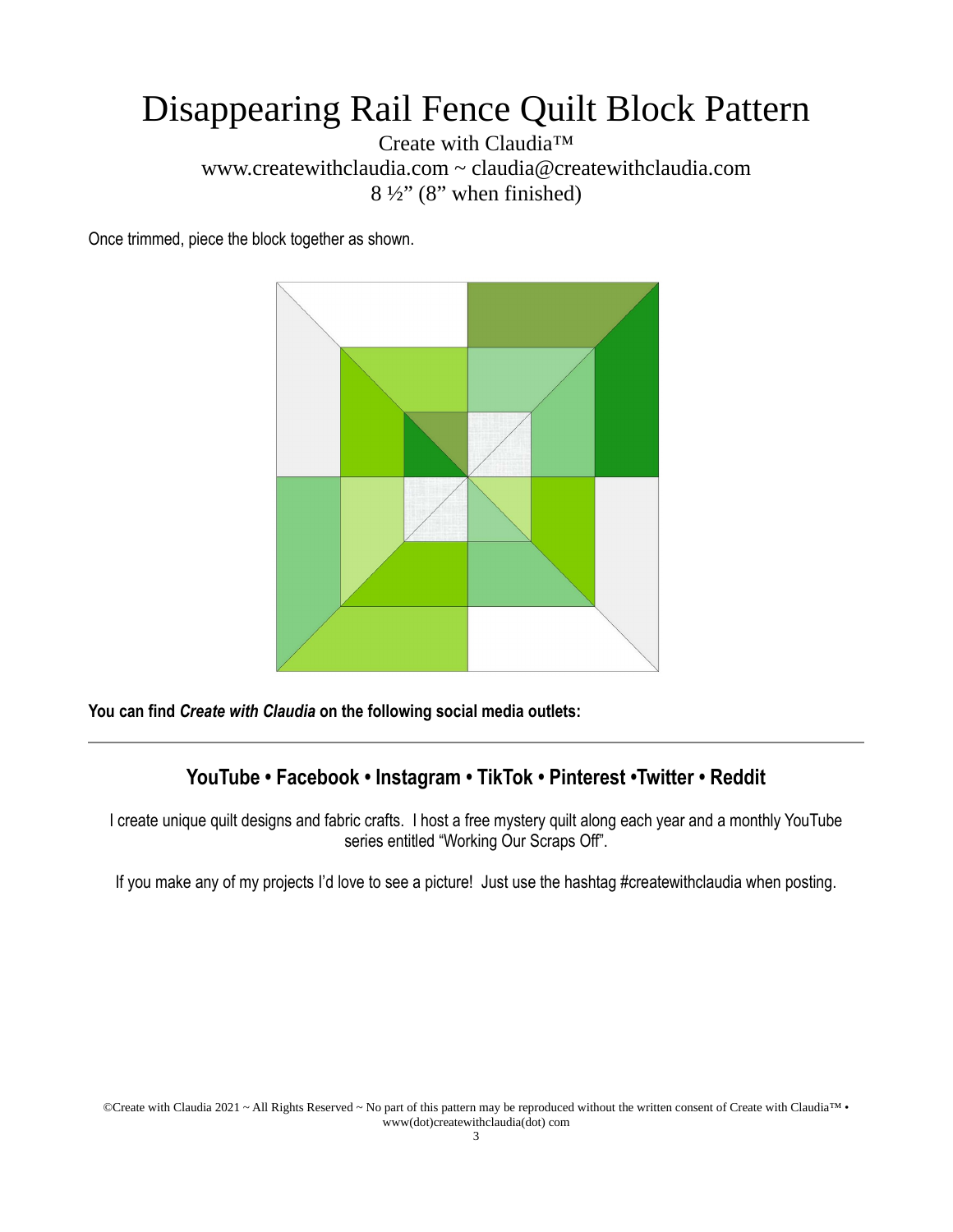# Disappearing Rail Fence Quilt Block Pattern

Create with Claudia™

www.createwithclaudia.com ~ claudia@createwithclaudia.com

8 ½" (8" when finished)

Once trimmed, piece the block together as shown.

**You can find *Create with Claudia* on the following social media outlets:**

---

## YouTube • Facebook • Instagram • TikTok • Pinterest •Twitter • Reddit

I create unique quilt designs and fabric crafts. I host a free mystery quilt along each year and a monthly YouTube series entitled "Working Our Scraps Off".

If you make any of my projects I'd love to see a picture! Just use the hashtag #createwithclaudia when posting.

©Create with Claudia 2021 ~ All Rights Reserved ~ No part of this pattern may be reproduced without the written consent of Create with Claudia™ • www(dot)createwithclaudia(dot) com